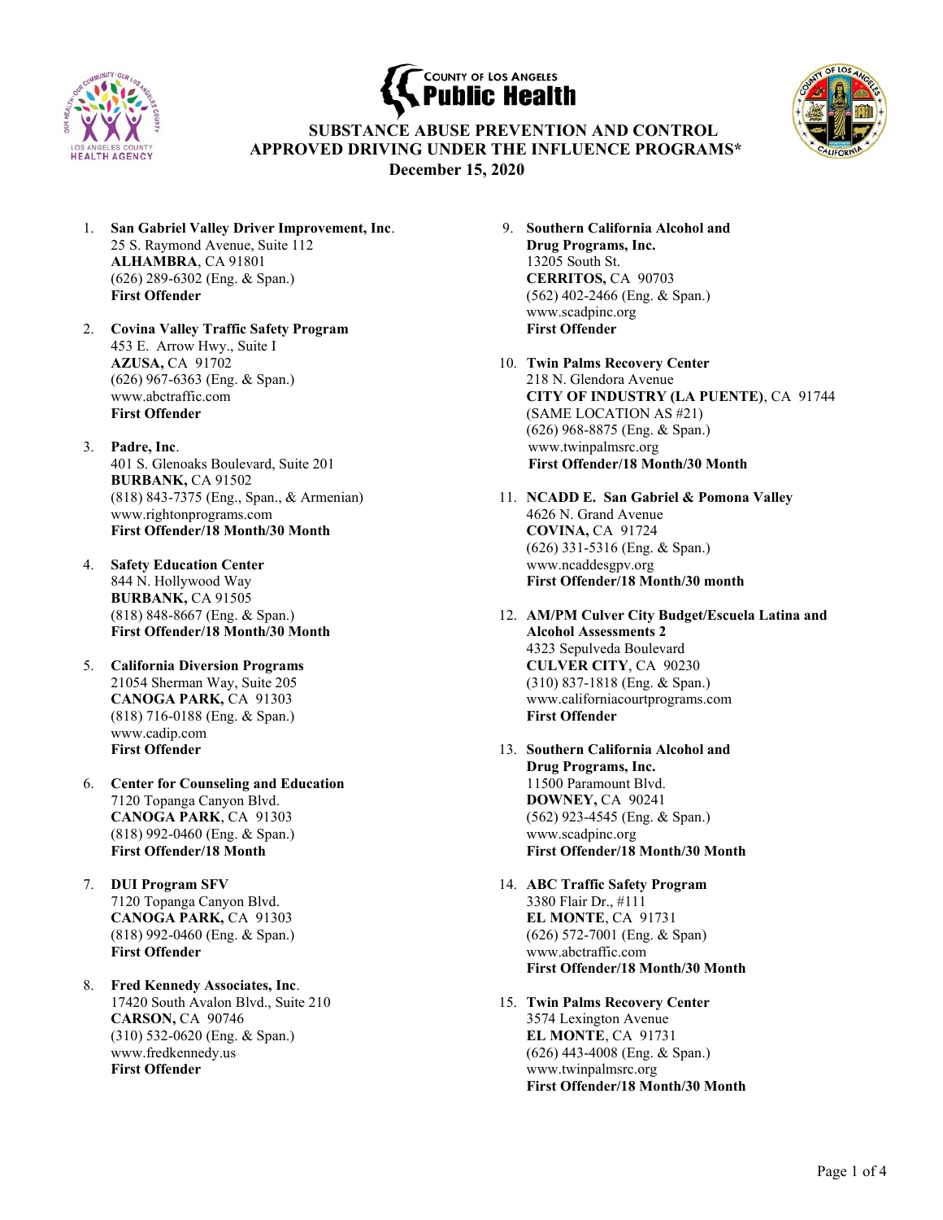COUNTY OF LOS ANGELES
**Public Health**

# SUBSTANCE ABUSE PREVENTION AND CONTROL
# APPROVED DRIVING UNDER THE INFLUENCE PROGRAMS*
## December 15, 2020

1. **San Gabriel Valley Driver Improvement, Inc**.
   25 S. Raymond Avenue, Suite 112
   **ALHAMBRA**, CA 91801
   (626) 289-6302 (Eng. & Span.)
   **First Offender**

2. **Covina Valley Traffic Safety Program**
   453 E. Arrow Hwy., Suite I
   **AZUSA,** CA 91702
   (626) 967-6363 (Eng. & Span.)
   www.abctraffic.com
   **First Offender**

3. **Padre, Inc**.
   401 S. Glenoaks Boulevard, Suite 201
   **BURBANK,** CA 91502
   (818) 843-7375 (Eng., Span., & Armenian)
   www.rightonprograms.com
   **First Offender/18 Month/30 Month**

4. **Safety Education Center**
   844 N. Hollywood Way
   **BURBANK,** CA 91505
   (818) 848-8667 (Eng. & Span.)
   **First Offender/18 Month/30 Month**

5. **California Diversion Programs**
   21054 Sherman Way, Suite 205
   **CANOGA PARK,** CA 91303
   (818) 716-0188 (Eng. & Span.)
   www.cadip.com
   **First Offender**

6. **Center for Counseling and Education**
   7120 Topanga Canyon Blvd.
   **CANOGA PARK**, CA 91303
   (818) 992-0460 (Eng. & Span.)
   **First Offender/18 Month**

7. **DUI Program SFV**
   7120 Topanga Canyon Blvd.
   **CANOGA PARK,** CA 91303
   (818) 992-0460 (Eng. & Span.)
   **First Offender**

8. **Fred Kennedy Associates, Inc**.
   17420 South Avalon Blvd., Suite 210
   **CARSON,** CA 90746
   (310) 532-0620 (Eng. & Span.)
   www.fredkennedy.us
   **First Offender**

9. **Southern California Alcohol and Drug Programs, Inc.**
   13205 South St.
   **CERRITOS,** CA 90703
   (562) 402-2466 (Eng. & Span.)
   www.scadpinc.org
   **First Offender**

10. **Twin Palms Recovery Center**
    218 N. Glendora Avenue
    **CITY OF INDUSTRY (LA PUENTE)**, CA 91744
    (SAME LOCATION AS #21)
    (626) 968-8875 (Eng. & Span.)
    www.twinpalmsrc.org
    **First Offender/18 Month/30 Month**

11. **NCADD E. San Gabriel & Pomona Valley**
    4626 N. Grand Avenue
    **COVINA,** CA 91724
    (626) 331-5316 (Eng. & Span.)
    www.ncaddesgpv.org
    **First Offender/18 Month/30 month**

12. **AM/PM Culver City Budget/Escuela Latina and Alcohol Assessments 2**
    4323 Sepulveda Boulevard
    **CULVER CITY**, CA 90230
    (310) 837-1818 (Eng. & Span.)
    www.californiacourtprograms.com
    **First Offender**

13. **Southern California Alcohol and Drug Programs, Inc.**
    11500 Paramount Blvd.
    **DOWNEY,** CA 90241
    (562) 923-4545 (Eng. & Span.)
    www.scadpinc.org
    **First Offender/18 Month/30 Month**

14. **ABC Traffic Safety Program**
    3380 Flair Dr., #111
    **EL MONTE**, CA 91731
    (626) 572-7001 (Eng. & Span)
    www.abctraffic.com
    **First Offender/18 Month/30 Month**

15. **Twin Palms Recovery Center**
    3574 Lexington Avenue
    **EL MONTE**, CA 91731
    (626) 443-4008 (Eng. & Span.)
    www.twinpalmsrc.org
    **First Offender/18 Month/30 Month**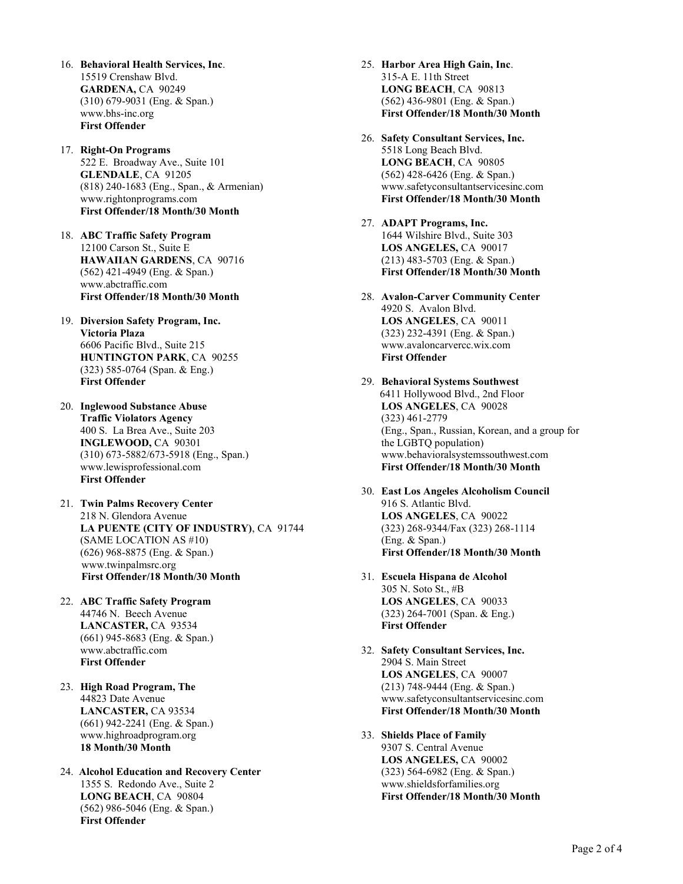16. **Behavioral Health Services, Inc**.
    15519 Crenshaw Blvd.
    **GARDENA,** CA 90249
    (310) 679-9031 (Eng. & Span.)
    www.bhs-inc.org
    **First Offender**

17. **Right-On Programs**
    522 E. Broadway Ave., Suite 101
    **GLENDALE**, CA 91205
    (818) 240-1683 (Eng., Span., & Armenian)
    www.rightonprograms.com
    **First Offender/18 Month/30 Month**

18. **ABC Traffic Safety Program**
    12100 Carson St., Suite E
    **HAWAIIAN GARDENS**, CA 90716
    (562) 421-4949 (Eng. & Span.)
    www.abctraffic.com
    **First Offender/18 Month/30 Month**

19. **Diversion Safety Program, Inc.**
    **Victoria Plaza**
    6606 Pacific Blvd., Suite 215
    **HUNTINGTON PARK**, CA 90255
    (323) 585-0764 (Span. & Eng.)
    **First Offender**

20. **Inglewood Substance Abuse**
    **Traffic Violators Agency**
    400 S. La Brea Ave., Suite 203
    **INGLEWOOD,** CA 90301
    (310) 673-5882/673-5918 (Eng., Span.)
    www.lewisprofessional.com
    **First Offender**

21. **Twin Palms Recovery Center**
    218 N. Glendora Avenue
    **LA PUENTE (CITY OF INDUSTRY)**, CA 91744
    (SAME LOCATION AS #10)
    (626) 968-8875 (Eng. & Span.)
    www.twinpalmsrc.org
    **First Offender/18 Month/30 Month**

22. **ABC Traffic Safety Program**
    44746 N. Beech Avenue
    **LANCASTER,** CA 93534
    (661) 945-8683 (Eng. & Span.)
    www.abctraffic.com
    **First Offender**

23. **High Road Program, The**
    44823 Date Avenue
    **LANCASTER,** CA 93534
    (661) 942-2241 (Eng. & Span.)
    www.highroadprogram.org
    **18 Month/30 Month**

24. **Alcohol Education and Recovery Center**
    1355 S. Redondo Ave., Suite 2
    **LONG BEACH**, CA 90804
    (562) 986-5046 (Eng. & Span.)
    **First Offender**

25. **Harbor Area High Gain, Inc**.
    315-A E. 11th Street
    **LONG BEACH**, CA 90813
    (562) 436-9801 (Eng. & Span.)
    **First Offender/18 Month/30 Month**

26. **Safety Consultant Services, Inc.**
    5518 Long Beach Blvd.
    **LONG BEACH**, CA 90805
    (562) 428-6426 (Eng. & Span.)
    www.safetyconsultantservicesinc.com
    **First Offender/18 Month/30 Month**

27. **ADAPT Programs, Inc.**
    1644 Wilshire Blvd., Suite 303
    **LOS ANGELES,** CA 90017
    (213) 483-5703 (Eng. & Span.)
    **First Offender/18 Month/30 Month**

28. **Avalon-Carver Community Center**
    4920 S. Avalon Blvd.
    **LOS ANGELES**, CA 90011
    (323) 232-4391 (Eng. & Span.)
    www.avaloncarvercc.wix.com
    **First Offender**

29. **Behavioral Systems Southwest**
    6411 Hollywood Blvd., 2nd Floor
    **LOS ANGELES**, CA 90028
    (323) 461-2779
    (Eng., Span., Russian, Korean, and a group for the LGBTQ population)
    www.behavioralsystemssouthwest.com
    **First Offender/18 Month/30 Month**

30. **East Los Angeles Alcoholism Council**
    916 S. Atlantic Blvd.
    **LOS ANGELES**, CA 90022
    (323) 268-9344/Fax (323) 268-1114
    (Eng. & Span.)
    **First Offender/18 Month/30 Month**

31. **Escuela Hispana de Alcohol**
    305 N. Soto St., #B
    **LOS ANGELES**, CA 90033
    (323) 264-7001 (Span. & Eng.)
    **First Offender**

32. **Safety Consultant Services, Inc.**
    2904 S. Main Street
    **LOS ANGELES**, CA 90007
    (213) 748-9444 (Eng. & Span.)
    www.safetyconsultantservicesinc.com
    **First Offender/18 Month/30 Month**

33. **Shields Place of Family**
    9307 S. Central Avenue
    **LOS ANGELES,** CA 90002
    (323) 564-6982 (Eng. & Span.)
    www.shieldsforfamilies.org
    **First Offender/18 Month/30 Month**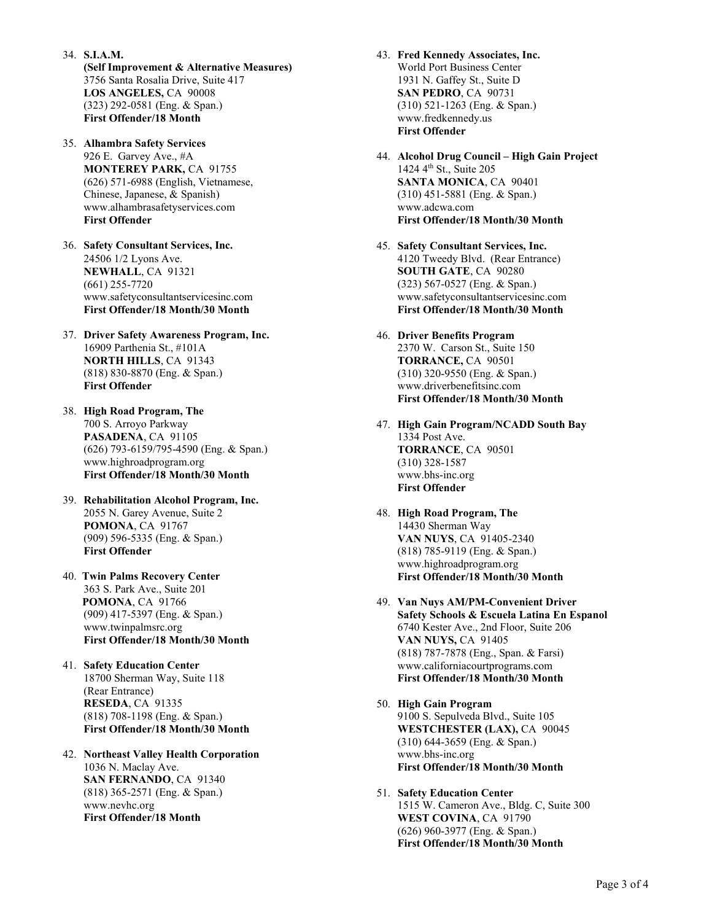34. **S.I.A.M.**
 **(Self Improvement & Alternative Measures)**
 3756 Santa Rosalia Drive, Suite 417
 **LOS ANGELES,** CA 90008
 (323) 292-0581 (Eng. & Span.)
 **First Offender/18 Month**

35. **Alhambra Safety Services**
 926 E. Garvey Ave., #A
 **MONTEREY PARK,** CA 91755
 (626) 571-6988 (English, Vietnamese, Chinese, Japanese, & Spanish)
 www.alhambrasafetyservices.com
 **First Offender**

36. **Safety Consultant Services, Inc.**
 24506 1/2 Lyons Ave.
 **NEWHALL**, CA 91321
 (661) 255-7720
 www.safetyconsultantservicesinc.com
 **First Offender/18 Month/30 Month**

37. **Driver Safety Awareness Program, Inc.**
 16909 Parthenia St., #101A
 **NORTH HILLS**, CA 91343
 (818) 830-8870 (Eng. & Span.)
 **First Offender**

38. **High Road Program, The**
 700 S. Arroyo Parkway
 **PASADENA**, CA 91105
 (626) 793-6159/795-4590 (Eng. & Span.)
 www.highroadprogram.org
 **First Offender/18 Month/30 Month**

39. **Rehabilitation Alcohol Program, Inc.**
 2055 N. Garey Avenue, Suite 2
 **POMONA**, CA 91767
 (909) 596-5335 (Eng. & Span.)
 **First Offender**

40. **Twin Palms Recovery Center**
 363 S. Park Ave., Suite 201
 **POMONA**, CA 91766
 (909) 417-5397 (Eng. & Span.)
 www.twinpalmsrc.org
 **First Offender/18 Month/30 Month**

41. **Safety Education Center**
 18700 Sherman Way, Suite 118
 (Rear Entrance)
 **RESEDA**, CA 91335
 (818) 708-1198 (Eng. & Span.)
 **First Offender/18 Month/30 Month**

42. **Northeast Valley Health Corporation**
 1036 N. Maclay Ave.
 **SAN FERNANDO**, CA 91340
 (818) 365-2571 (Eng. & Span.)
 www.nevhc.org
 **First Offender/18 Month**

43. **Fred Kennedy Associates, Inc.**
 World Port Business Center
 1931 N. Gaffey St., Suite D
 **SAN PEDRO**, CA 90731
 (310) 521-1263 (Eng. & Span.)
 www.fredkennedy.us
 **First Offender**

44. **Alcohol Drug Council – High Gain Project**
 1424 4th St., Suite 205
 **SANTA MONICA**, CA 90401
 (310) 451-5881 (Eng. & Span.)
 www.adcwa.com
 **First Offender/18 Month/30 Month**

45. **Safety Consultant Services, Inc.**
 4120 Tweedy Blvd. (Rear Entrance)
 **SOUTH GATE**, CA 90280
 (323) 567-0527 (Eng. & Span.)
 www.safetyconsultantservicesinc.com
 **First Offender/18 Month/30 Month**

46. **Driver Benefits Program**
 2370 W. Carson St., Suite 150
 **TORRANCE,** CA 90501
 (310) 320-9550 (Eng. & Span.)
 www.driverbenefitsinc.com
 **First Offender/18 Month/30 Month**

47. **High Gain Program/NCADD South Bay**
 1334 Post Ave.
 **TORRANCE**, CA 90501
 (310) 328-1587
 www.bhs-inc.org
 **First Offender**

48. **High Road Program, The**
 14430 Sherman Way
 **VAN NUYS**, CA 91405-2340
 (818) 785-9119 (Eng. & Span.)
 www.highroadprogram.org
 **First Offender/18 Month/30 Month**

49. **Van Nuys AM/PM-Convenient Driver Safety Schools & Escuela Latina En Espanol**
 6740 Kester Ave., 2nd Floor, Suite 206
 **VAN NUYS,** CA 91405
 (818) 787-7878 (Eng., Span. & Farsi)
 www.californiacourtprograms.com
 **First Offender/18 Month/30 Month**

50. **High Gain Program**
 9100 S. Sepulveda Blvd., Suite 105
 **WESTCHESTER (LAX),** CA 90045
 (310) 644-3659 (Eng. & Span.)
 www.bhs-inc.org
 **First Offender/18 Month/30 Month**

51. **Safety Education Center**
 1515 W. Cameron Ave., Bldg. C, Suite 300
 **WEST COVINA**, CA 91790
 (626) 960-3977 (Eng. & Span.)
 **First Offender/18 Month/30 Month**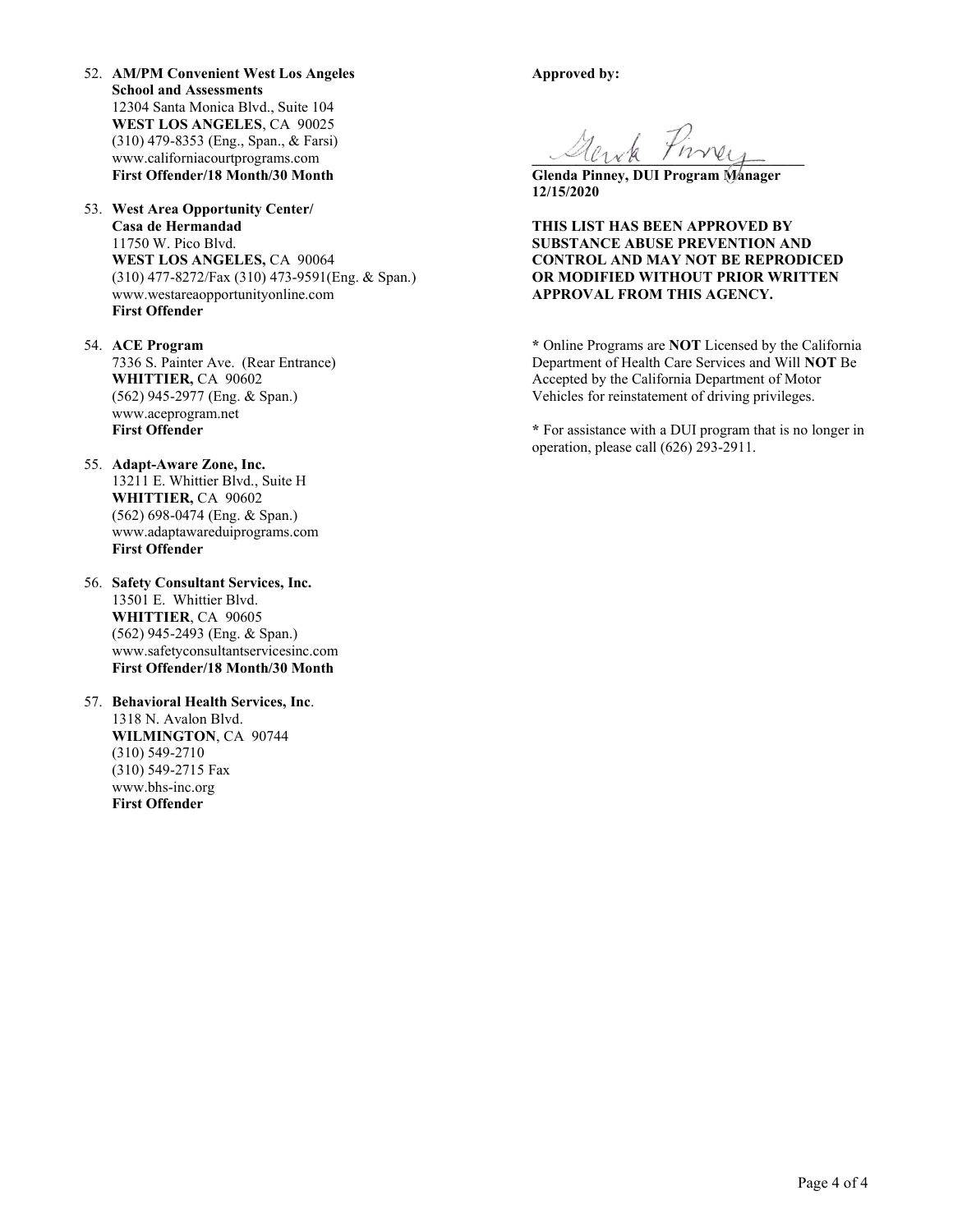52. **AM/PM Convenient West Los Angeles School and Assessments**
    12304 Santa Monica Blvd., Suite 104
    **WEST LOS ANGELES**, CA 90025
    (310) 479-8353 (Eng., Span., & Farsi)
    www.californiacourtprograms.com
    **First Offender/18 Month/30 Month**

53. **West Area Opportunity Center/ Casa de Hermandad**
    11750 W. Pico Blvd.
    **WEST LOS ANGELES,** CA 90064
    (310) 477-8272/Fax (310) 473-9591(Eng. & Span.)
    www.westareaopportunityonline.com
    **First Offender**

54. **ACE Program**
    7336 S. Painter Ave. (Rear Entrance)
    **WHITTIER,** CA 90602
    (562) 945-2977 (Eng. & Span.)
    www.aceprogram.net
    **First Offender**

55. **Adapt-Aware Zone, Inc.**
    13211 E. Whittier Blvd., Suite H
    **WHITTIER,** CA 90602
    (562) 698-0474 (Eng. & Span.)
    www.adaptawareduiprograms.com
    **First Offender**

56. **Safety Consultant Services, Inc.**
    13501 E. Whittier Blvd.
    **WHITTIER**, CA 90605
    (562) 945-2493 (Eng. & Span.)
    www.safetyconsultantservicesinc.com
    **First Offender/18 Month/30 Month**

57. **Behavioral Health Services, Inc**.
    1318 N. Avalon Blvd.
    **WILMINGTON**, CA 90744
    (310) 549-2710
    (310) 549-2715 Fax
    www.bhs-inc.org
    **First Offender**

**Approved by:**

Glenda Pinney

**Glenda Pinney, DUI Program Manager**
**12/15/2020**

**THIS LIST HAS BEEN APPROVED BY SUBSTANCE ABUSE PREVENTION AND CONTROL AND MAY NOT BE REPRODICED OR MODIFIED WITHOUT PRIOR WRITTEN APPROVAL FROM THIS AGENCY.**

**\*** Online Programs are **NOT** Licensed by the California Department of Health Care Services and Will **NOT** Be Accepted by the California Department of Motor Vehicles for reinstatement of driving privileges.

**\*** For assistance with a DUI program that is no longer in operation, please call (626) 293-2911.